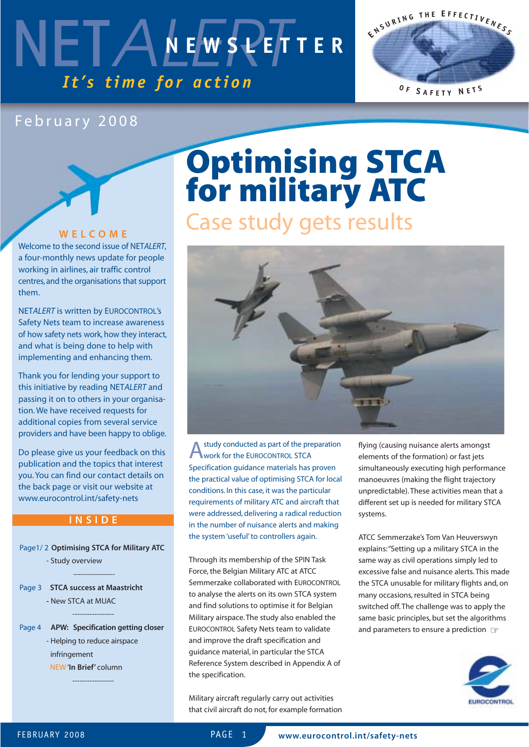# NETALERT NEWSLETTER

*It's time for action*

ENSURING THE EFFECTIVENESS OF SAFETY NETS

February 2008

## WELCOME

Welcome to the second issue of NET*ALERT*, a four-monthly news update for people working in airlines, air traffic control centres, and the organisations that support them.

NET*ALERT* is written by EUROCONTROL's Safety Nets team to increase awareness of how safety nets work, how they interact, and what is being done to help with implementing and enhancing them.

Thank you for lending your support to this initiative by reading NET*ALERT* and passing it on to others in your organisation. We have received requests for additional copies from several service providers and have been happy to oblige.

Do please give us your feedback on this publication and the topics that interest you. You can find our contact details on the back page or visit our website at www.eurocontrol.int/safety-nets

## INSIDE

Page1/ 2 **Optimising STCA for Military ATC**
- Study overview

Page 3 **STCA success at Maastricht**
- New STCA at MUAC

Page 4 **APW: Specification getting closer**
- Helping to reduce airspace infringement

NEW **'In Brief'** column

# Optimising STCA for military ATC

## Case study gets results

A study conducted as part of the preparation work for the EUROCONTROL STCA Specification guidance materials has proven the practical value of optimising STCA for local conditions. In this case, it was the particular requirements of military ATC and aircraft that were addressed, delivering a radical reduction in the number of nuisance alerts and making the system 'useful' to controllers again.

Through its membership of the SPIN Task Force, the Belgian Military ATC at ATCC Semmerzake collaborated with EUROCONTROL to analyse the alerts on its own STCA system and find solutions to optimise it for Belgian Military airspace. The study also enabled the EUROCONTROL Safety Nets team to validate and improve the draft specification and guidance material, in particular the STCA Reference System described in Appendix A of the specification.

Military aircraft regularly carry out activities that civil aircraft do not, for example formation flying (causing nuisance alerts amongst elements of the formation) or fast jets simultaneously executing high performance manoeuvres (making the flight trajectory unpredictable). These activities mean that a different set up is needed for military STCA systems.

ATCC Semmerzake's Tom Van Heuverswyn explains: "Setting up a military STCA in the same way as civil operations simply led to excessive false and nuisance alerts. This made the STCA unusable for military flights and, on many occasions, resulted in STCA being switched off. The challenge was to apply the same basic principles, but set the algorithms and parameters to ensure a prediction ☞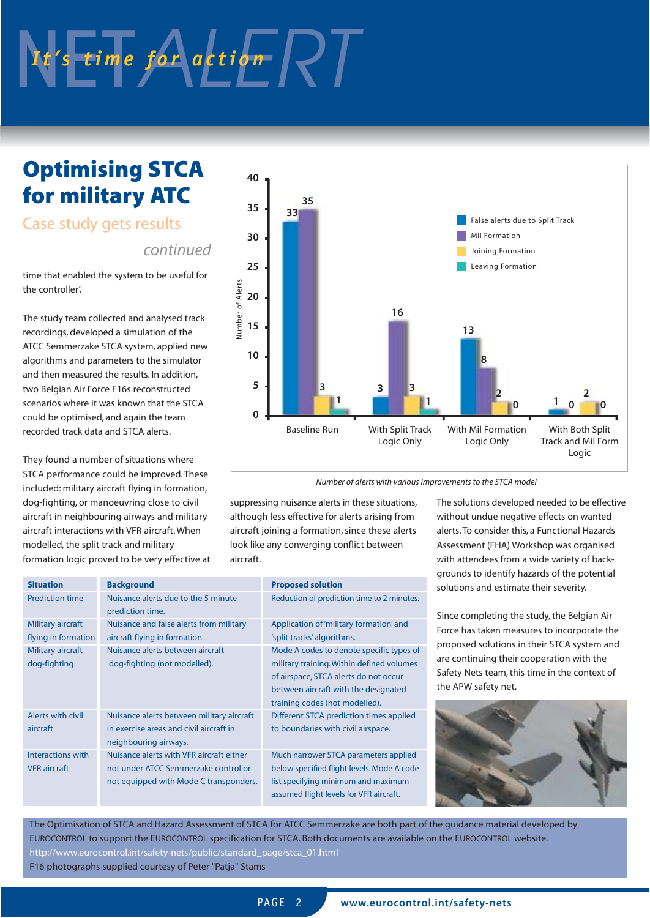# Optimising STCA for military ATC

## Case study gets results

*continued*

time that enabled the system to be useful for the controller".

The study team collected and analysed track recordings, developed a simulation of the ATCC Semmerzake STCA system, applied new algorithms and parameters to the simulator and then measured the results. In addition, two Belgian Air Force F16s reconstructed scenarios where it was known that the STCA could be optimised, and again the team recorded track data and STCA alerts.

They found a number of situations where STCA performance could be improved. These included: military aircraft flying in formation, dog-fighting, or manoeuvring close to civil aircraft in neighbouring airways and military aircraft interactions with VFR aircraft. When modelled, the split track and military formation logic proved to be very effective at suppressing nuisance alerts in these situations, although less effective for alerts arising from aircraft joining a formation, since these alerts look like any converging conflict between aircraft.

| Number of Alerts | False alerts due to Split Track | Mil Formation | Joining Formation | Leaving Formation |
|---|---|---|---|---|
| Baseline Run | 33 | 35 | 3 | 1 |
| With Split Track Logic Only | 3 | 16 | 3 | 1 |
| With Mil Formation Logic Only | 13 | 8 | 2 | 0 |
| With Both Split Track and Mil Form Logic | 1 | 0 | 2 | 0 |

*Number of alerts with various improvements to the STCA model*

| Situation | Background | Proposed solution |
|---|---|---|
| Prediction time | Nuisance alerts due to the 5 minute prediction time. | Reduction of prediction time to 2 minutes. |
| Military aircraft flying in formation | Nuisance and false alerts from military aircraft flying in formation. | Application of 'military formation' and 'split tracks' algorithms. |
| Military aircraft dog-fighting | Nuisance alerts between aircraft dog-fighting (not modelled). | Mode A codes to denote specific types of military training. Within defined volumes of airspace, STCA alerts do not occur between aircraft with the designated training codes (not modelled). |
| Alerts with civil aircraft | Nuisance alerts between military aircraft in exercise areas and civil aircraft in neighbouring airways. | Different STCA prediction times applied to boundaries with civil airspace. |
| Interactions with VFR aircraft | Nuisance alerts with VFR aircraft either not under ATCC Semmerzake control or not equipped with Mode C transponders. | Much narrower STCA parameters applied below specified flight levels. Mode A code list specifying minimum and maximum assumed flight levels for VFR aircraft. |

The solutions developed needed to be effective without undue negative effects on wanted alerts. To consider this, a Functional Hazards Assessment (FHA) Workshop was organised with attendees from a wide variety of backgrounds to identify hazards of the potential solutions and estimate their severity.

Since completing the study, the Belgian Air Force has taken measures to incorporate the proposed solutions in their STCA system and are continuing their cooperation with the Safety Nets team, this time in the context of the APW safety net.

The Optimisation of STCA and Hazard Assessment of STCA for ATCC Semmerzake are both part of the guidance material developed by EUROCONTROL to support the EUROCONTROL specification for STCA. Both documents are available on the EUROCONTROL website.
http://www.eurocontrol.int/safety-nets/public/standard_page/stca_01.html
F16 photographs supplied courtesy of Peter "Patja" Stams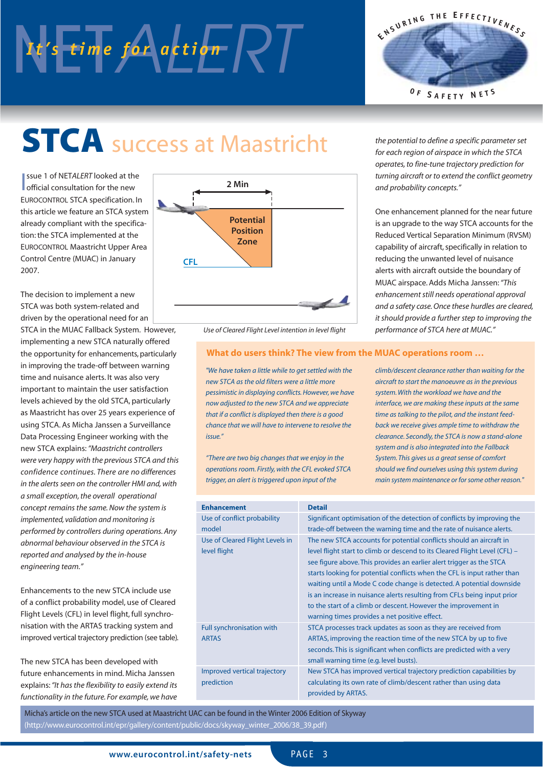# STCA success at Maastricht

Issue 1 of NETALERT looked at the official consultation for the new EUROCONTROL STCA specification. In this article we feature an STCA system already compliant with the specification: the STCA implemented at the EUROCONTROL Maastricht Upper Area Control Centre (MUAC) in January 2007.

The decision to implement a new STCA was both system-related and driven by the operational need for an STCA in the MUAC Fallback System. However, implementing a new STCA naturally offered the opportunity for enhancements, particularly in improving the trade-off between warning time and nuisance alerts. It was also very important to maintain the user satisfaction levels achieved by the old STCA, particularly as Maastricht has over 25 years experience of using STCA. As Micha Janssen a Surveillance Data Processing Engineer working with the new STCA explains: *"Maastricht controllers were very happy with the previous STCA and this confidence continues. There are no differences in the alerts seen on the controller HMI and, with a small exception, the overall operational concept remains the same. Now the system is implemented, validation and monitoring is performed by controllers during operations. Any abnormal behaviour observed in the STCA is reported and analysed by the in-house engineering team."*

2 Min

Potential Position Zone

CFL

Use of Cleared Flight Level intention in level flight

Enhancements to the new STCA include use of a conflict probability model, use of Cleared Flight Levels (CFL) in level flight, full synchronisation with the ARTAS tracking system and improved vertical trajectory prediction (see table).

The new STCA has been developed with future enhancements in mind. Micha Janssen explains: *"It has the flexibility to easily extend its functionality in the future. For example, we have the potential to define a specific parameter set for each region of airspace in which the STCA operates, to fine-tune trajectory prediction for turning aircraft or to extend the conflict geometry and probability concepts."*

One enhancement planned for the near future is an upgrade to the way STCA accounts for the Reduced Vertical Separation Minimum (RVSM) capability of aircraft, specifically in relation to reducing the unwanted level of nuisance alerts with aircraft outside the boundary of MUAC airspace. Adds Micha Janssen: *"This enhancement still needs operational approval and a safety case. Once these hurdles are cleared, it should provide a further step to improving the performance of STCA here at MUAC."*

### What do users think? The view from the MUAC operations room …

*"We have taken a little while to get settled with the new STCA as the old filters were a little more pessimistic in displaying conflicts. However, we have now adjusted to the new STCA and we appreciate that if a conflict is displayed then there is a good chance that we will have to intervene to resolve the issue."*

*"There are two big changes that we enjoy in the operations room. Firstly, with the CFL evoked STCA trigger, an alert is triggered upon input of the climb/descent clearance rather than waiting for the aircraft to start the manoeuvre as in the previous system. With the workload we have and the interface, we are making these inputs at the same time as talking to the pilot, and the instant feedback we receive gives ample time to withdraw the clearance. Secondly, the STCA is now a stand-alone system and is also integrated into the Fallback System. This gives us a great sense of comfort should we find ourselves using this system during main system maintenance or for some other reason."*

| Enhancement | Detail |
|---|---|
| Use of conflict probability model | Significant optimisation of the detection of conflicts by improving the trade-off between the warning time and the rate of nuisance alerts. |
| Use of Cleared Flight Levels in level flight | The new STCA accounts for potential conflicts should an aircraft in level flight start to climb or descend to its Cleared Flight Level (CFL) – see figure above. This provides an earlier alert trigger as the STCA starts looking for potential conflicts when the CFL is input rather than waiting until a Mode C code change is detected. A potential downside is an increase in nuisance alerts resulting from CFLs being input prior to the start of a climb or descent. However the improvement in warning times provides a net positive effect. |
| Full synchronisation with ARTAS | STCA processes track updates as soon as they are received from ARTAS, improving the reaction time of the new STCA by up to five seconds. This is significant when conflicts are predicted with a very small warning time (e.g. level busts). |
| Improved vertical trajectory prediction | New STCA has improved vertical trajectory prediction capabilities by calculating its own rate of climb/descent rather than using data provided by ARTAS. |

Micha's article on the new STCA used at Maastricht UAC can be found in the Winter 2006 Edition of Skyway (http://www.eurocontrol.int/epr/gallery/content/public/docs/skyway_winter_2006/38_39.pdf)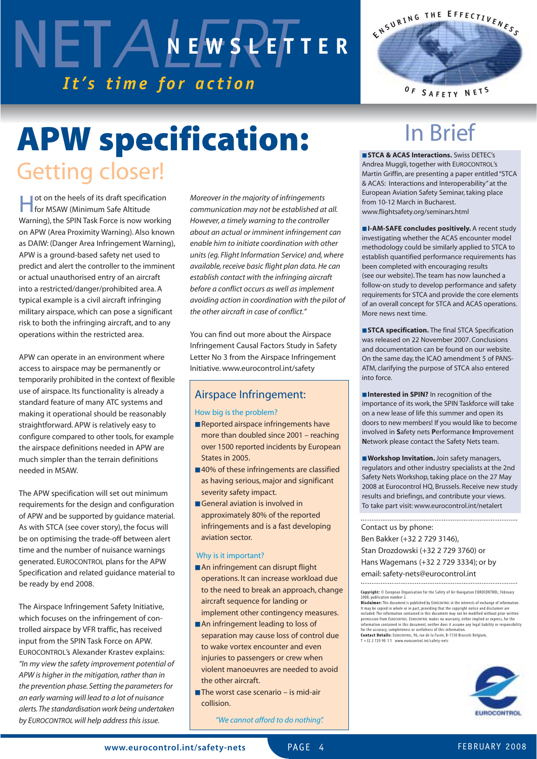# NETALERT NEWSLETTER

*It's time for action*

ENSURING THE EFFECTIVENESS OF SAFETY NETS

# APW specification:

## Getting closer!

Hot on the heels of its draft specification for MSAW (Minimum Safe Altitude Warning), the SPIN Task Force is now working on APW (Area Proximity Warning). Also known as DAIW: (Danger Area Infringement Warning), APW is a ground-based safety net used to predict and alert the controller to the imminent or actual unauthorised entry of an aircraft into a restricted/danger/prohibited area. A typical example is a civil aircraft infringing military airspace, which can pose a significant risk to both the infringing aircraft, and to any operations within the restricted area.

APW can operate in an environment where access to airspace may be permanently or temporarily prohibited in the context of flexible use of airspace. Its functionality is already a standard feature of many ATC systems and making it operational should be reasonably straightforward. APW is relatively easy to configure compared to other tools, for example the airspace definitions needed in APW are much simpler than the terrain definitions needed in MSAW.

The APW specification will set out minimum requirements for the design and configuration of APW and be supported by guidance material. As with STCA (see cover story), the focus will be on optimising the trade-off between alert time and the number of nuisance warnings generated. EUROCONTROL plans for the APW Specification and related guidance material to be ready by end 2008.

The Airspace Infringement Safety Initiative, which focuses on the infringement of controlled airspace by VFR traffic, has received input from the SPIN Task Force on APW. EUROCONTROL's Alexander Krastev explains: *"In my view the safety improvement potential of APW is higher in the mitigation, rather than in the prevention phase. Setting the parameters for an early warning will lead to a lot of nuisance alerts. The standardisation work being undertaken by EUROCONTROL will help address this issue. Moreover in the majority of infringements communication may not be established at all. However, a timely warning to the controller about an actual or imminent infringement can enable him to initiate coordination with other units (eg. Flight Information Service) and, where available, receive basic flight plan data. He can establish contact with the infringing aircraft before a conflict occurs as well as implement avoiding action in coordination with the pilot of the other aircraft in case of conflict."*

You can find out more about the Airspace Infringement Causal Factors Study in Safety Letter No 3 from the Airspace Infringement Initiative. www.eurocontrol.int/safety

### Airspace Infringement:

**How big is the problem?**

- Reported airspace infringements have more than doubled since 2001 – reaching over 1500 reported incidents by European States in 2005.
- 40% of these infringements are classified as having serious, major and significant severity safety impact.
- General aviation is involved in approximately 80% of the reported infringements and is a fast developing aviation sector.

**Why is it important?**

- An infringement can disrupt flight operations. It can increase workload due to the need to break an approach, change aircraft sequence for landing or implement other contingency measures.
- An infringement leading to loss of separation may cause loss of control due to wake vortex encounter and even injuries to passengers or crew when violent manoeuvres are needed to avoid the other aircraft.
- The worst case scenario – is mid-air collision.

*"We cannot afford to do nothing".*

# In Brief

**STCA & ACAS Interactions.** Swiss DETEC's Andrea Muggli, together with EUROCONTROL's Martin Griffin, are presenting a paper entitled "STCA & ACAS: Interactions and Interoperability" at the European Aviation Safety Seminar, taking place from 10-12 March in Bucharest. www.flightsafety.org/seminars.html

**I-AM-SAFE concludes positively.** A recent study investigating whether the ACAS encounter model methodology could be similarly applied to STCA to establish quantified performance requirements has been completed with encouraging results (see our website). The team has now launched a follow-on study to develop performance and safety requirements for STCA and provide the core elements of an overall concept for STCA and ACAS operations. More news next time.

**STCA specification.** The final STCA Specification was released on 22 November 2007. Conclusions and documentation can be found on our website. On the same day, the ICAO amendment 5 of PANS-ATM, clarifying the purpose of STCA also entered into force.

**Interested in SPIN?** In recognition of the importance of its work, the SPIN Taskforce will take on a new lease of life this summer and open its doors to new members! If you would like to become involved in **S**afety nets **P**erformance **I**mprovement **N**etwork please contact the Safety Nets team.

**Workshop Invitation.** Join safety managers, regulators and other industry specialists at the 2nd Safety Nets Workshop, taking place on the 27 May 2008 at Eurocontrol HQ, Brussels. Receive new study results and briefings, and contribute your views. To take part visit: www.eurocontrol.int/netalert

Contact us by phone:
Ben Bakker (+32 2 729 3146),
Stan Drozdowski (+32 2 729 3760) or
Hans Wagemans (+32 2 729 3334); or by
email: safety-nets@eurocontrol.int

**Copyright:** © European Organisation for the Safety of Air Navigation EUROCONTROL; February 2008; publication number 2.
**Disclaimer:** This document is published by EUROCONTROL in the interests of exchange of information. It may be copied in whole or in part, providing that the copyright notice and disclaimer are included. The information contained in this document may not be modified without prior written permission from EUROCONTROL. EUROCONTROL makes no warranty, either implied or express, for the information contained in this document, neither does it assume any legal liability or responsibility for the accuracy, completeness or usefulness of this information.
**Contact Details:** EUROCONTROL, 96, rue de la Fusée, B-1130 Brussels Belgium, T +32 2 729 90 11 www.eurocontrol.int/safety-nets

EUROCONTROL

www.eurocontrol.int/safety-nets — FEBRUARY 2008